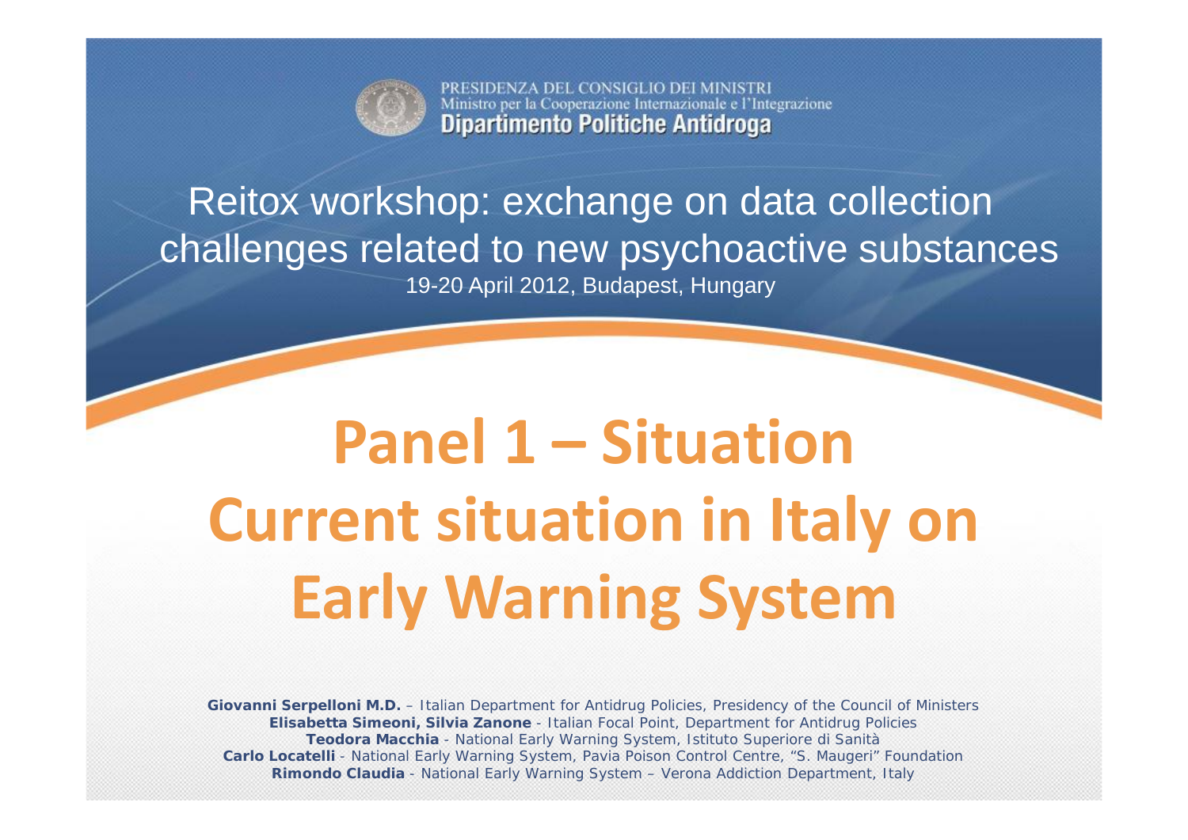PRESIDENZA DEL CONSIGLIO DEI MINISTRI
Ministro per la Cooperazione Internazionale e l'Integrazione
**Dipartimento Politiche Antidroga**

## Reitox workshop: exchange on data collection challenges related to new psychoactive substances

19-20 April 2012, Budapest, Hungary

# Panel 1 – Situation Current situation in Italy on Early Warning System

**Giovanni Serpelloni M.D.** – Italian Department for Antidrug Policies, Presidency of the Council of Ministers
**Elisabetta Simeoni, Silvia Zanone** - Italian Focal Point, Department for Antidrug Policies
**Teodora Macchia** - National Early Warning System, Istituto Superiore di Sanità
**Carlo Locatelli** - National Early Warning System, Pavia Poison Control Centre, "S. Maugeri" Foundation
**Rimondo Claudia** - National Early Warning System – Verona Addiction Department, Italy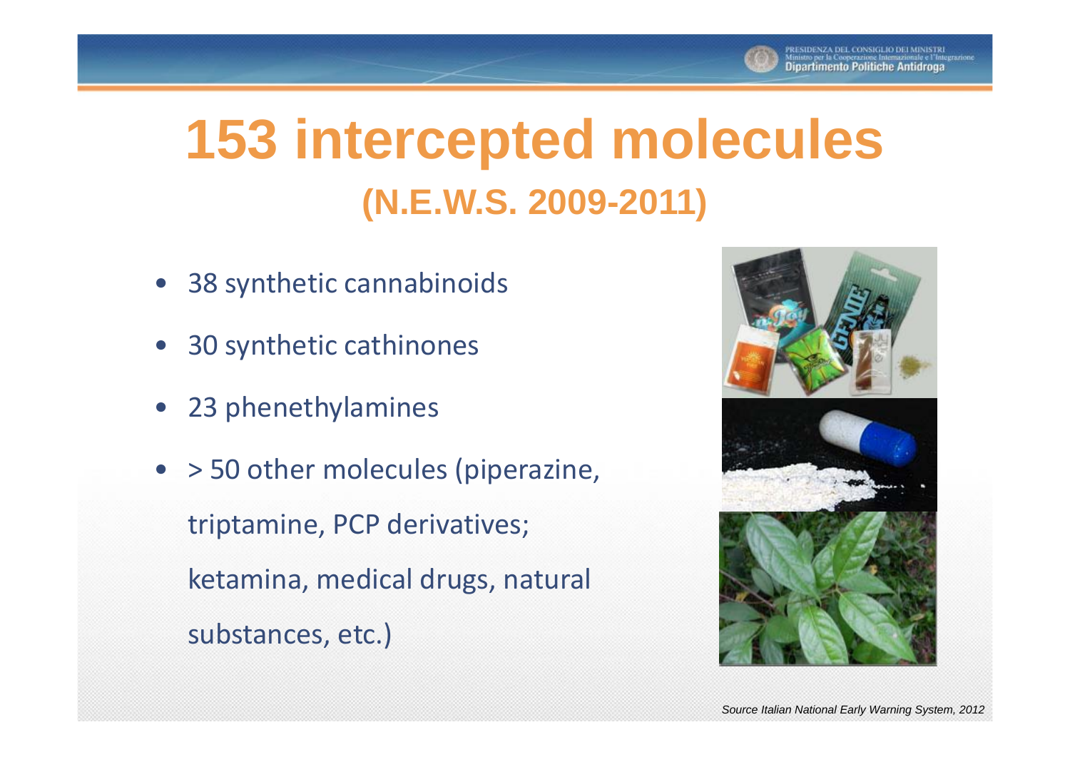# 153 intercepted molecules

## (N.E.W.S. 2009-2011)

- 38 synthetic cannabinoids
- 30 synthetic cathinones
- 23 phenethylamines
- > 50 other molecules (piperazine, triptamine, PCP derivatives; ketamina, medical drugs, natural substances, etc.)

*Source Italian National Early Warning System, 2012*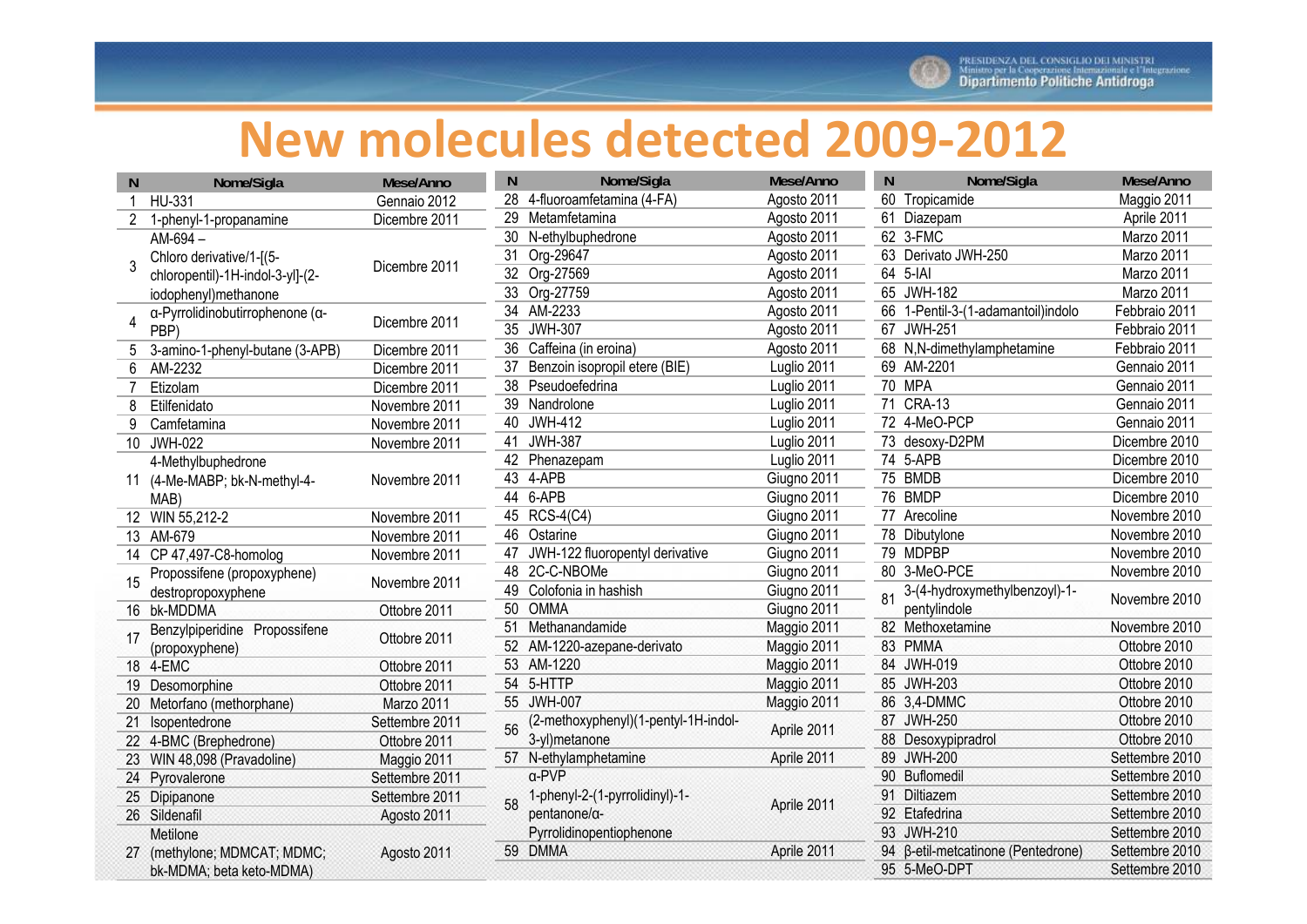# New molecules detected 2009-2012

| N | Nome/Sigla | Mese/Anno |
|---|---|---|
| 1 | HU-331 | Gennaio 2012 |
| 2 | 1-phenyl-1-propanamine | Dicembre 2011 |
| 3 | AM-694 – Chloro derivative/1-[(5-chloropentil)-1H-indol-3-yl]-(2-iodophenyl)methanone | Dicembre 2011 |
| 4 | α-Pyrrolidinobutirrophenone (α-PBP) | Dicembre 2011 |
| 5 | 3-amino-1-phenyl-butane (3-APB) | Dicembre 2011 |
| 6 | AM-2232 | Dicembre 2011 |
| 7 | Etizolam | Dicembre 2011 |
| 8 | Etilfenidato | Novembre 2011 |
| 9 | Camfetamina | Novembre 2011 |
| 10 | JWH-022 | Novembre 2011 |
| 11 | 4-Methylbuphedrone (4-Me-MABP; bk-N-methyl-4-MAB) | Novembre 2011 |
| 12 | WIN 55,212-2 | Novembre 2011 |
| 13 | AM-679 | Novembre 2011 |
| 14 | CP 47,497-C8-homolog | Novembre 2011 |
| 15 | Propossifene (propoxyphene) destropropoxyphene | Novembre 2011 |
| 16 | bk-MDDMA | Ottobre 2011 |
| 17 | Benzylpiperidine Propossifene (propoxyphene) | Ottobre 2011 |
| 18 | 4-EMC | Ottobre 2011 |
| 19 | Desomorphine | Ottobre 2011 |
| 20 | Metorfano (methorphane) | Marzo 2011 |
| 21 | Isopentedrone | Settembre 2011 |
| 22 | 4-BMC (Brephedrone) | Ottobre 2011 |
| 23 | WIN 48,098 (Pravadoline) | Maggio 2011 |
| 24 | Pyrovalerone | Settembre 2011 |
| 25 | Dipipanone | Settembre 2011 |
| 26 | Sildenafil | Agosto 2011 |
| 27 | Metilone (methylone; MDMCAT; MDMC; bk-MDMA; beta keto-MDMA) | Agosto 2011 |
| 28 | 4-fluoroamfetamina (4-FA) | Agosto 2011 |
| 29 | Metamfetamina | Agosto 2011 |
| 30 | N-ethylbuphedrone | Agosto 2011 |
| 31 | Org-29647 | Agosto 2011 |
| 32 | Org-27569 | Agosto 2011 |
| 33 | Org-27759 | Agosto 2011 |
| 34 | AM-2233 | Agosto 2011 |
| 35 | JWH-307 | Agosto 2011 |
| 36 | Caffeina (in eroina) | Agosto 2011 |
| 37 | Benzoin isopropil etere (BIE) | Luglio 2011 |
| 38 | Pseudoefedrina | Luglio 2011 |
| 39 | Nandrolone | Luglio 2011 |
| 40 | JWH-412 | Luglio 2011 |
| 41 | JWH-387 | Luglio 2011 |
| 42 | Phenazepam | Luglio 2011 |
| 43 | 4-APB | Giugno 2011 |
| 44 | 6-APB | Giugno 2011 |
| 45 | RCS-4(C4) | Giugno 2011 |
| 46 | Ostarine | Giugno 2011 |
| 47 | JWH-122 fluoropentyl derivative | Giugno 2011 |
| 48 | 2C-C-NBOMe | Giugno 2011 |
| 49 | Colofonia in hashish | Giugno 2011 |
| 50 | OMMA | Giugno 2011 |
| 51 | Methanandamide | Maggio 2011 |
| 52 | AM-1220-azepane-derivato | Maggio 2011 |
| 53 | AM-1220 | Maggio 2011 |
| 54 | 5-HTTP | Maggio 2011 |
| 55 | JWH-007 | Maggio 2011 |
| 56 | (2-methoxyphenyl)(1-pentyl-1H-indol-3-yl)metanone | Aprile 2011 |
| 57 | N-ethylamphetamine | Aprile 2011 |
| 58 | α-PVP 1-phenyl-2-(1-pyrrolidinyl)-1-pentanone/α-Pyrrolidinopentiophenone | Aprile 2011 |
| 59 | DMMA | Aprile 2011 |
| 60 | Tropicamide | Maggio 2011 |
| 61 | Diazepam | Aprile 2011 |
| 62 | 3-FMC | Marzo 2011 |
| 63 | Derivato JWH-250 | Marzo 2011 |
| 64 | 5-IAI | Marzo 2011 |
| 65 | JWH-182 | Marzo 2011 |
| 66 | 1-Pentil-3-(1-adamantoil)indolo | Febbraio 2011 |
| 67 | JWH-251 | Febbraio 2011 |
| 68 | N,N-dimethylamphetamine | Febbraio 2011 |
| 69 | AM-2201 | Gennaio 2011 |
| 70 | MPA | Gennaio 2011 |
| 71 | CRA-13 | Gennaio 2011 |
| 72 | 4-MeO-PCP | Gennaio 2011 |
| 73 | desoxy-D2PM | Dicembre 2010 |
| 74 | 5-APB | Dicembre 2010 |
| 75 | BMDB | Dicembre 2010 |
| 76 | BMDP | Dicembre 2010 |
| 77 | Arecoline | Novembre 2010 |
| 78 | Dibutylone | Novembre 2010 |
| 79 | MDPBP | Novembre 2010 |
| 80 | 3-MeO-PCE | Novembre 2010 |
| 81 | 3-(4-hydroxymethylbenzoyl)-1-pentylindole | Novembre 2010 |
| 82 | Methoxetamine | Novembre 2010 |
| 83 | PMMA | Ottobre 2010 |
| 84 | JWH-019 | Ottobre 2010 |
| 85 | JWH-203 | Ottobre 2010 |
| 86 | 3,4-DMMC | Ottobre 2010 |
| 87 | JWH-250 | Ottobre 2010 |
| 88 | Desoxypipradrol | Ottobre 2010 |
| 89 | JWH-200 | Settembre 2010 |
| 90 | Buflomedil | Settembre 2010 |
| 91 | Diltiazem | Settembre 2010 |
| 92 | Etafedrina | Settembre 2010 |
| 93 | JWH-210 | Settembre 2010 |
| 94 | β-etil-metcatinone (Pentedrone) | Settembre 2010 |
| 95 | 5-MeO-DPT | Settembre 2010 |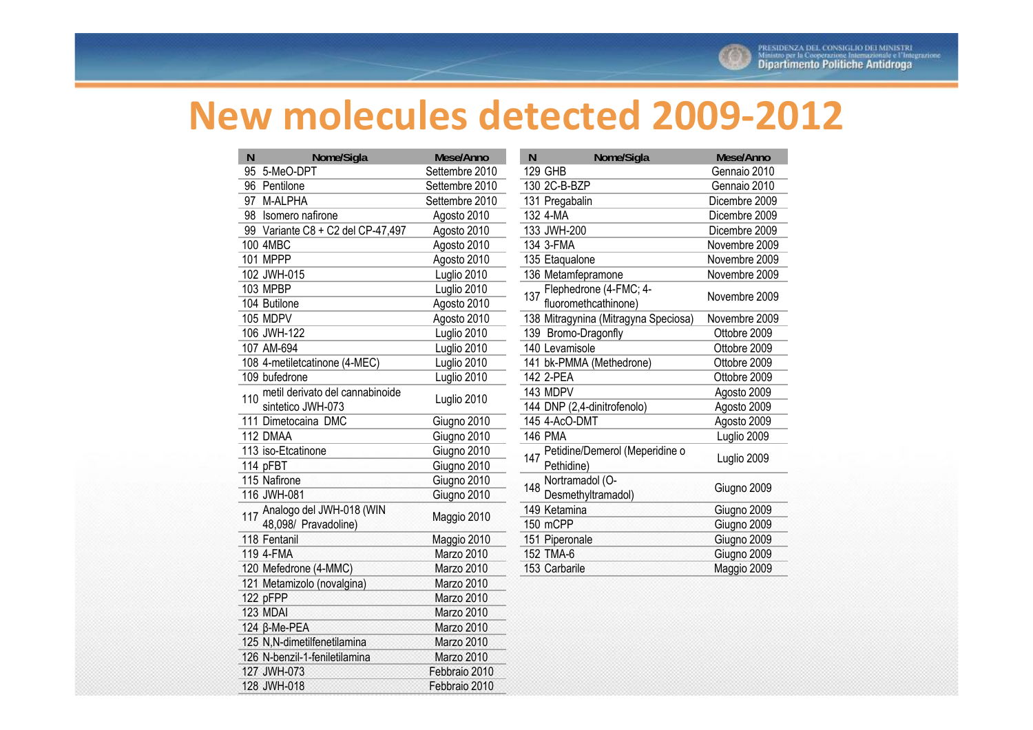# New molecules detected 2009-2012

| N | Nome/Sigla | Mese/Anno |
|---|---|---|
| 95 | 5-MeO-DPT | Settembre 2010 |
| 96 | Pentilone | Settembre 2010 |
| 97 | M-ALPHA | Settembre 2010 |
| 98 | Isomero nafirone | Agosto 2010 |
| 99 | Variante C8 + C2 del CP-47,497 | Agosto 2010 |
| 100 | 4MBC | Agosto 2010 |
| 101 | MPPP | Agosto 2010 |
| 102 | JWH-015 | Luglio 2010 |
| 103 | MPBP | Luglio 2010 |
| 104 | Butilone | Agosto 2010 |
| 105 | MDPV | Agosto 2010 |
| 106 | JWH-122 | Luglio 2010 |
| 107 | AM-694 | Luglio 2010 |
| 108 | 4-metiletcatinone (4-MEC) | Luglio 2010 |
| 109 | bufedrone | Luglio 2010 |
| 110 | metil derivato del cannabinoide sintetico JWH-073 | Luglio 2010 |
| 111 | Dimetocaina DMC | Giugno 2010 |
| 112 | DMAA | Giugno 2010 |
| 113 | iso-Etcatinone | Giugno 2010 |
| 114 | pFBT | Giugno 2010 |
| 115 | Nafirone | Giugno 2010 |
| 116 | JWH-081 | Giugno 2010 |
| 117 | Analogo del JWH-018 (WIN 48,098/ Pravadoline) | Maggio 2010 |
| 118 | Fentanil | Maggio 2010 |
| 119 | 4-FMA | Marzo 2010 |
| 120 | Mefedrone (4-MMC) | Marzo 2010 |
| 121 | Metamizolo (novalgina) | Marzo 2010 |
| 122 | pFPP | Marzo 2010 |
| 123 | MDAI | Marzo 2010 |
| 124 | β-Me-PEA | Marzo 2010 |
| 125 | N,N-dimetilfenetilamina | Marzo 2010 |
| 126 | N-benzil-1-feniletilamina | Marzo 2010 |
| 127 | JWH-073 | Febbraio 2010 |
| 128 | JWH-018 | Febbraio 2010 |
| 129 | GHB | Gennaio 2010 |
| 130 | 2C-B-BZP | Gennaio 2010 |
| 131 | Pregabalin | Dicembre 2009 |
| 132 | 4-MA | Dicembre 2009 |
| 133 | JWH-200 | Dicembre 2009 |
| 134 | 3-FMA | Novembre 2009 |
| 135 | Etaqualone | Novembre 2009 |
| 136 | Metamfepramone | Novembre 2009 |
| 137 | Flephedrone (4-FMC; 4-fluoromethcathinone) | Novembre 2009 |
| 138 | Mitragynina (Mitragyna Speciosa) | Novembre 2009 |
| 139 | Bromo-Dragonfly | Ottobre 2009 |
| 140 | Levamisole | Ottobre 2009 |
| 141 | bk-PMMA (Methedrone) | Ottobre 2009 |
| 142 | 2-PEA | Ottobre 2009 |
| 143 | MDPV | Agosto 2009 |
| 144 | DNP (2,4-dinitrofenolo) | Agosto 2009 |
| 145 | 4-AcO-DMT | Agosto 2009 |
| 146 | PMA | Luglio 2009 |
| 147 | Petidine/Demerol (Meperidine o Pethidine) | Luglio 2009 |
| 148 | Nortramadol (O-Desmethyltramadol) | Giugno 2009 |
| 149 | Ketamina | Giugno 2009 |
| 150 | mCPP | Giugno 2009 |
| 151 | Piperonale | Giugno 2009 |
| 152 | TMA-6 | Giugno 2009 |
| 153 | Carbarile | Maggio 2009 |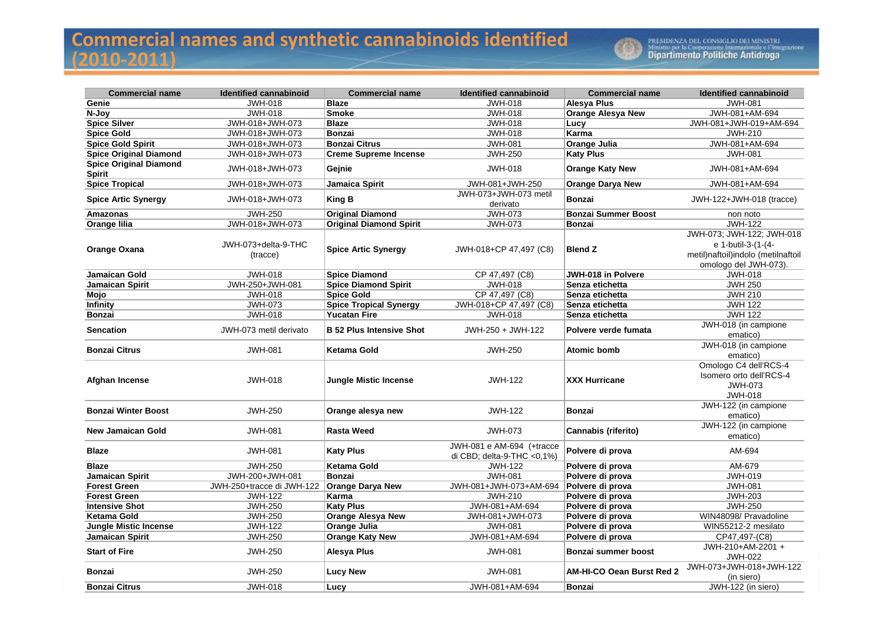# Commercial names and synthetic cannabinoids identified (2010-2011)

| Commercial name | Identified cannabinoid | Commercial name | Identified cannabinoid | Commercial name | Identified cannabinoid |
|---|---|---|---|---|---|
| **Genie** | JWH-018 | **Blaze** | JWH-018 | **Alesya Plus** | JWH-081 |
| **N-Joy** | JWH-018 | **Smoke** | JWH-018 | **Orange Alesya New** | JWH-081+AM-694 |
| **Spice Silver** | JWH-018+JWH-073 | **Blaze** | JWH-018 | **Lucy** | JWH-081+JWH-019+AM-694 |
| **Spice Gold** | JWH-018+JWH-073 | **Bonzai** | JWH-018 | **Karma** | JWH-210 |
| **Spice Gold Spirit** | JWH-018+JWH-073 | **Bonzai Citrus** | JWH-081 | **Orange Julia** | JWH-081+AM-694 |
| **Spice Original Diamond** | JWH-018+JWH-073 | **Creme Supreme Incense** | JWH-250 | **Katy Plus** | JWH-081 |
| **Spice Original Diamond Spirit** | JWH-018+JWH-073 | **Gejnie** | JWH-018 | **Orange Katy New** | JWH-081+AM-694 |
| **Spice Tropical** | JWH-018+JWH-073 | **Jamaica Spirit** | JWH-081+JWH-250 | **Orange Darya New** | JWH-081+AM-694 |
| **Spice Artic Synergy** | JWH-018+JWH-073 | **King B** | JWH-073+JWH-073 metil derivato | **Bonzai** | JWH-122+JWH-018 (tracce) |
| **Amazonas** | JWH-250 | **Original Diamond** | JWH-073 | **Bonzai Summer Boost** | non noto |
| **Orange lilia** | JWH-018+JWH-073 | **Original Diamond Spirit** | JWH-073 | **Bonzai** | JWH-122 |
| **Orange Oxana** | JWH-073+delta-9-THC (tracce) | **Spice Artic Synergy** | JWH-018+CP 47,497 (C8) | **Blend Z** | JWH-073; JWH-122; JWH-018 e 1-butil-3-(1-(4-metil)naftoil)indolo (metilnaftoil omologo del JWH-073). |
| **Jamaican Gold** | JWH-018 | **Spice Diamond** | CP 47,497 (C8) | **JWH-018 in Polvere** | JWH-018 |
| **Jamaican Spirit** | JWH-250+JWH-081 | **Spice Diamond Spirit** | JWH-018 | **Senza etichetta** | JWH 250 |
| **Mojo** | JWH-018 | **Spice Gold** | CP 47,497 (C8) | **Senza etichetta** | JWH 210 |
| **Infinity** | JWH-073 | **Spice Tropical Synergy** | JWH-018+CP 47,497 (C8) | **Senza etichetta** | JWH 122 |
| **Bonzai** | JWH-018 | **Yucatan Fire** | JWH-018 | **Senza etichetta** | JWH 122 |
| **Sencation** | JWH-073 metil derivato | **B 52 Plus Intensive Shot** | JWH-250 + JWH-122 | **Polvere verde fumata** | JWH-018 (in campione ematico) |
| **Bonzai Citrus** | JWH-081 | **Ketama Gold** | JWH-250 | **Atomic bomb** | JWH-018 (in campione ematico) |
| **Afghan Incense** | JWH-018 | **Jungle Mistic Incense** | JWH-122 | **XXX Hurricane** | Omologo C4 dell'RCS-4 Isomero orto dell'RCS-4 JWH-073 JWH-018 |
| **Bonzai Winter Boost** | JWH-250 | **Orange alesya new** | JWH-122 | **Bonzai** | JWH-122 (in campione ematico) |
| **New Jamaican Gold** | JWH-081 | **Rasta Weed** | JWH-073 | **Cannabis (riferito)** | JWH-122 (in campione ematico) |
| **Blaze** | JWH-081 | **Katy Plus** | JWH-081 e AM-694 (+tracce di CBD; delta-9-THC <0,1%) | **Polvere di prova** | AM-694 |
| **Blaze** | JWH-250 | **Ketama Gold** | JWH-122 | **Polvere di prova** | AM-679 |
| **Jamaican Spirit** | JWH-200+JWH-081 | **Bonzai** | JWH-081 | **Polvere di prova** | JWH-019 |
| **Forest Green** | JWH-250+tracce di JWH-122 | **Orange Darya New** | JWH-081+JWH-073+AM-694 | **Polvere di prova** | JWH-081 |
| **Forest Green** | JWH-122 | **Karma** | JWH-210 | **Polvere di prova** | JWH-203 |
| **Intensive Shot** | JWH-250 | **Katy Plus** | JWH-081+AM-694 | **Polvere di prova** | JWH-250 |
| **Ketama Gold** | JWH-250 | **Orange Alesya New** | JWH-081+JWH-073 | **Polvere di prova** | WIN48098/ Pravadoline |
| **Jungle Mistic Incense** | JWH-122 | **Orange Julia** | JWH-081 | **Polvere di prova** | WIN55212-2 mesilato |
| **Jamaican Spirit** | JWH-250 | **Orange Katy New** | JWH-081+AM-694 | **Polvere di prova** | CP47,497-(C8) |
| **Start of Fire** | JWH-250 | **Alesya Plus** | JWH-081 | **Bonzai summer boost** | JWH-210+AM-2201 + JWH-022 |
| **Bonzai** | JWH-250 | **Lucy New** | JWH-081 | **AM-HI-CO Oean Burst Red 2** | JWH-073+JWH-018+JWH-122 (in siero) |
| **Bonzai Citrus** | JWH-018 | **Lucy** | JWH-081+AM-694 | **Bonzai** | JWH-122 (in siero) |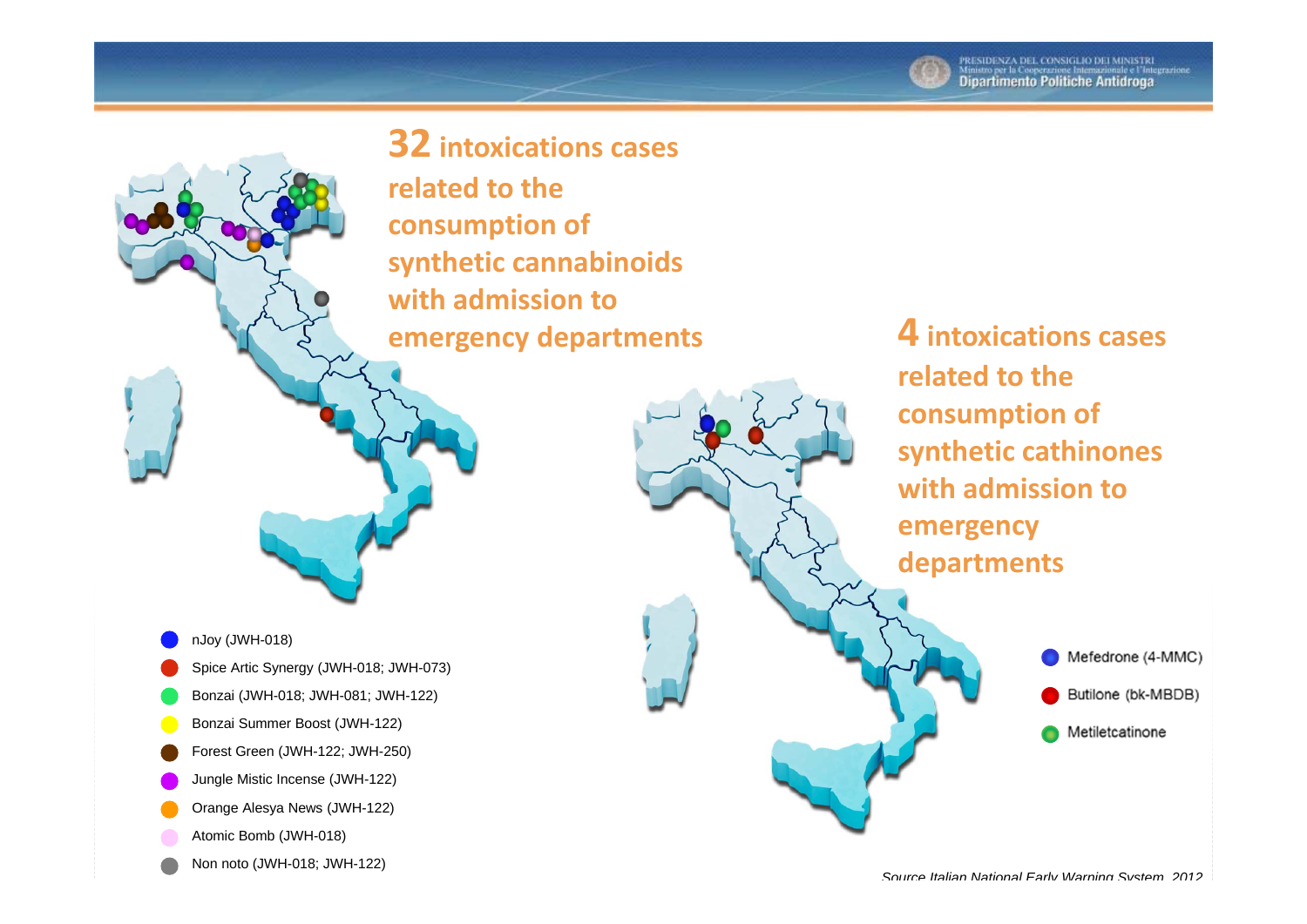## 32 intoxications cases related to the consumption of synthetic cannabinoids with admission to emergency departments

- nJoy (JWH-018)
- Spice Artic Synergy (JWH-018; JWH-073)
- Bonzai (JWH-018; JWH-081; JWH-122)
- Bonzai Summer Boost (JWH-122)
- Forest Green (JWH-122; JWH-250)
- Jungle Mistic Incense (JWH-122)
- Orange Alesya News (JWH-122)
- Atomic Bomb (JWH-018)
- Non noto (JWH-018; JWH-122)

## 4 intoxications cases related to the consumption of synthetic cathinones with admission to emergency departments

- Mefedrone (4-MMC)
- Butilone (bk-MBDB)
- Metiletcatinone

*Source Italian National Early Warning System, 2012*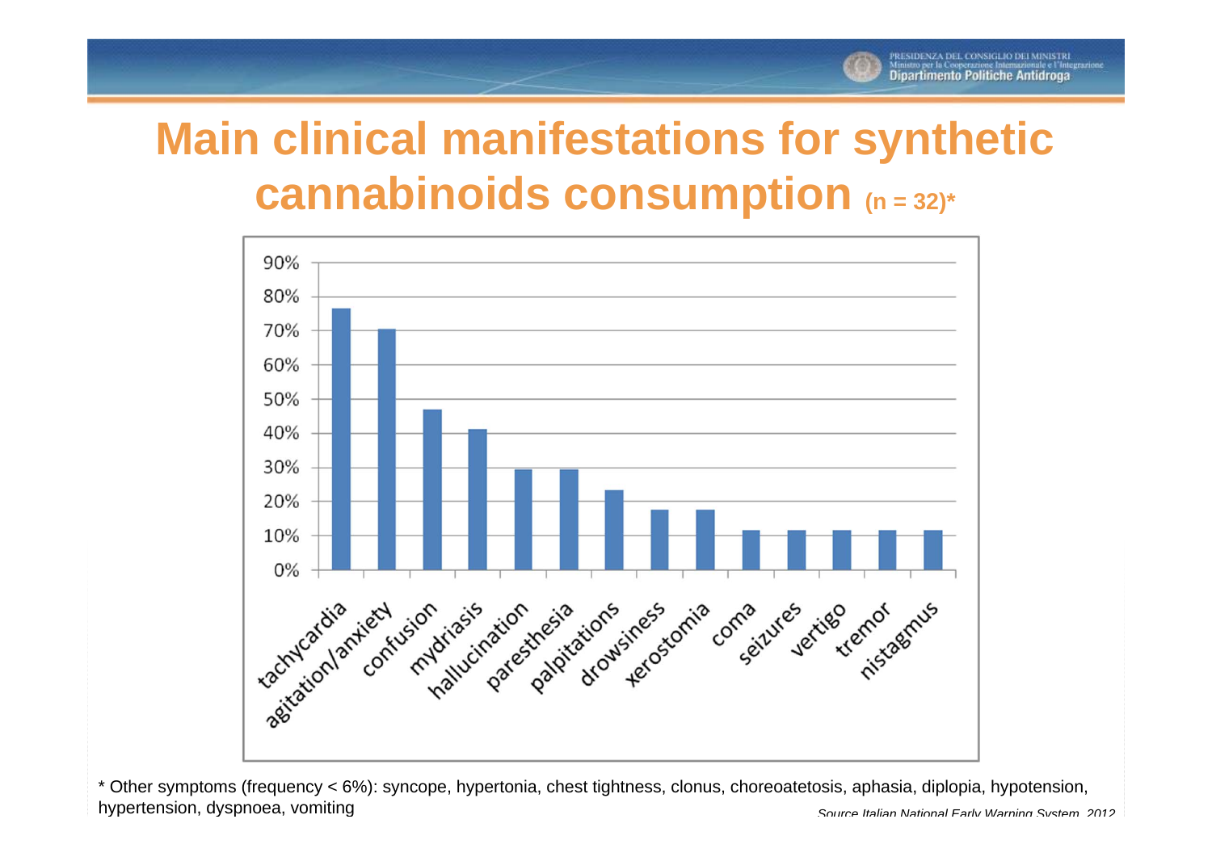# Main clinical manifestations for synthetic cannabinoids consumption (n = 32)*

| Symptom | Frequency |
|---|---|
| tachycardia | ~77% |
| agitation/anxiety | ~70% |
| confusion | ~47% |
| mydriasis | ~41% |
| hallucination | ~29% |
| paresthesia | ~29% |
| palpitations | ~23% |
| drowsiness | ~18% |
| xerostomia | ~18% |
| coma | ~12% |
| seizures | ~12% |
| vertigo | ~12% |
| tremor | ~12% |
| nistagmus | ~12% |

\* Other symptoms (frequency < 6%): syncope, hypertonia, chest tightness, clonus, choreoatetosis, aphasia, diplopia, hypotension, hypertension, dyspnoea, vomiting

*Source Italian National Early Warning System, 2012*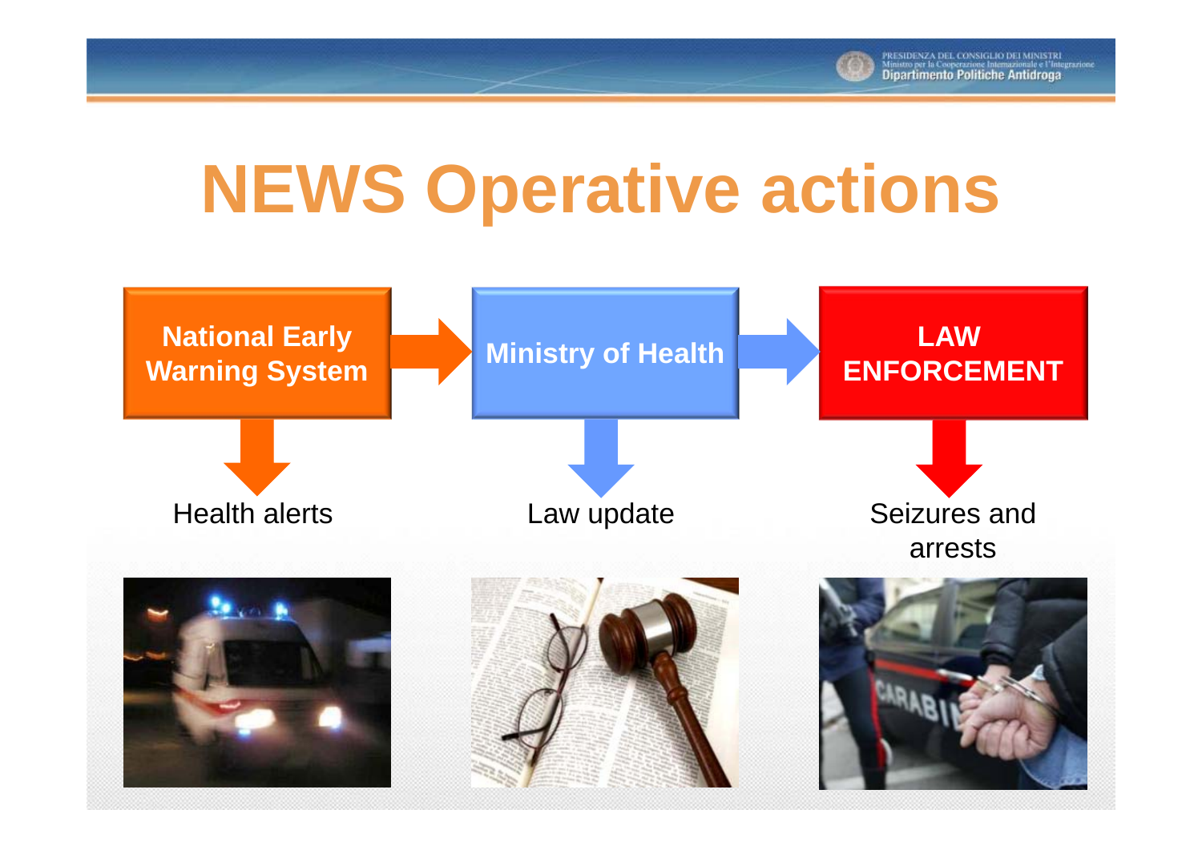# NEWS Operative actions

**National Early Warning System** → **Ministry of Health** → **LAW ENFORCEMENT**

| National Early Warning System | Ministry of Health | LAW ENFORCEMENT |
| --- | --- | --- |
| Health alerts | Law update | Seizures and arrests |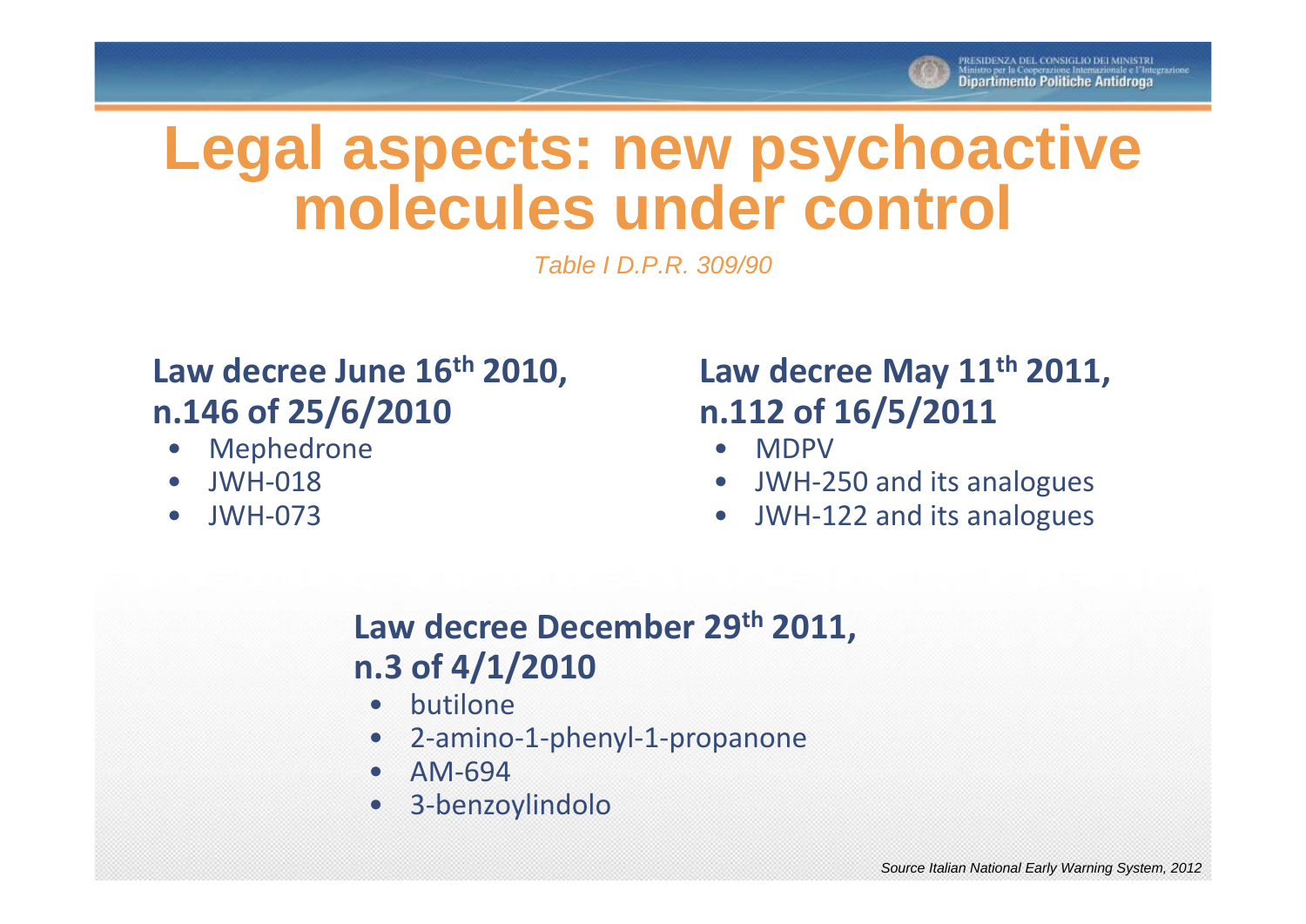# Legal aspects: new psychoactive molecules under control

*Table I D.P.R. 309/90*

**Law decree June 16th 2010, n.146 of 25/6/2010**

- Mephedrone
- JWH-018
- JWH-073

**Law decree May 11th 2011, n.112 of 16/5/2011**

- MDPV
- JWH-250 and its analogues
- JWH-122 and its analogues

**Law decree December 29th 2011, n.3 of 4/1/2010**

- butilone
- 2-amino-1-phenyl-1-propanone
- AM-694
- 3-benzoylindolo

*Source Italian National Early Warning System, 2012*